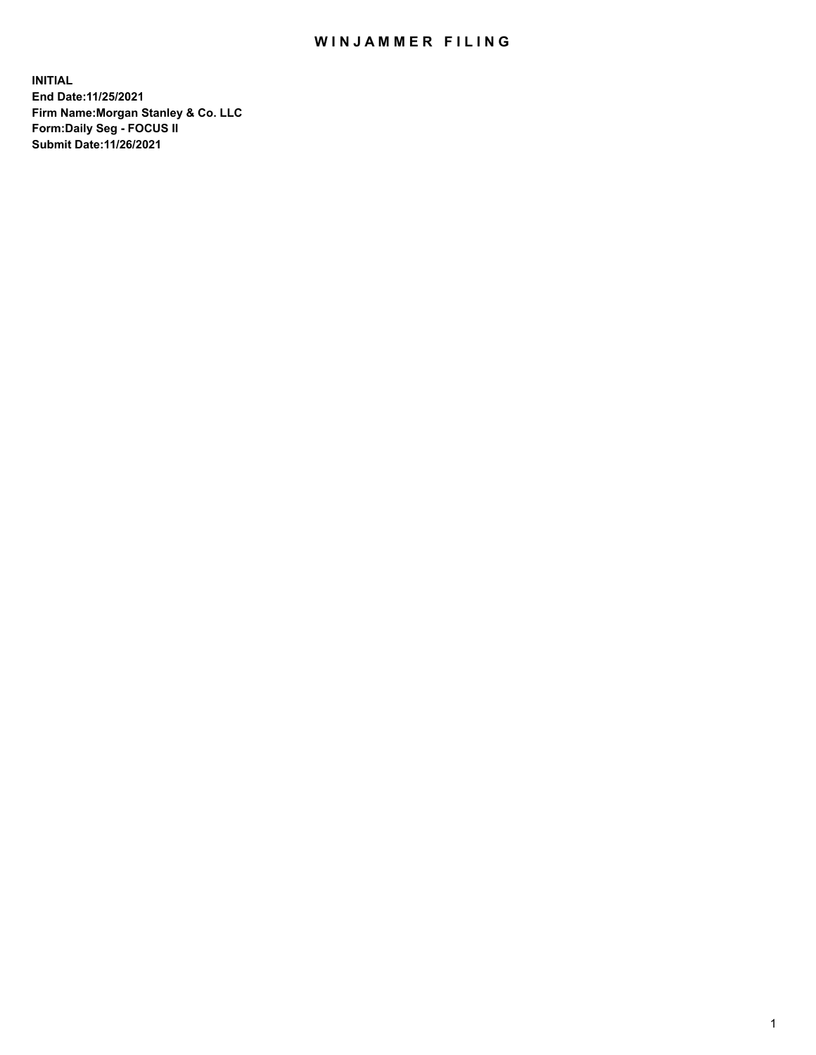# WINJAMMER FILING

**INITIAL**
**End Date:11/25/2021**
**Firm Name:Morgan Stanley & Co. LLC**
**Form:Daily Seg - FOCUS II**
**Submit Date:11/26/2021**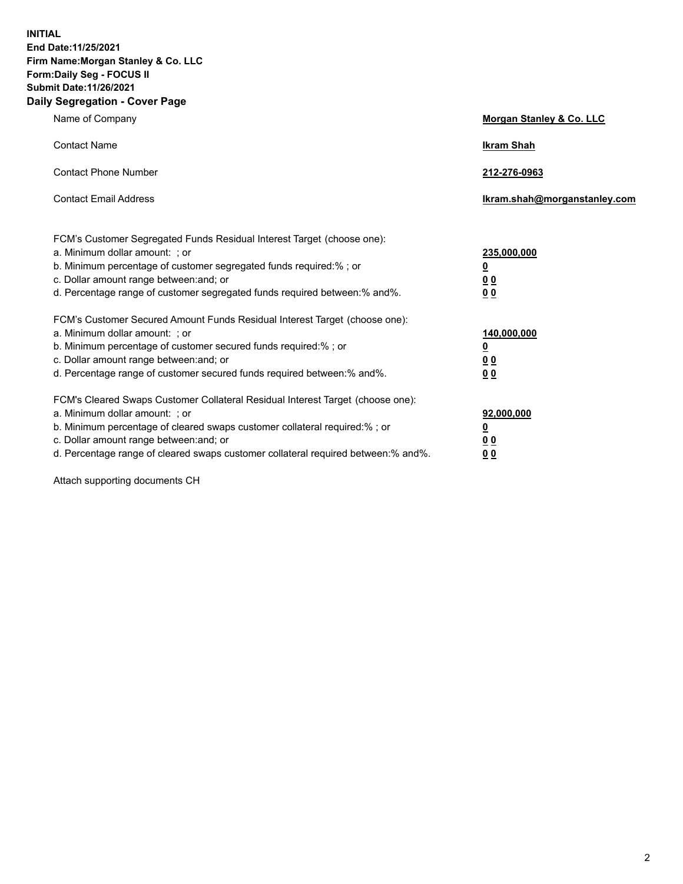**INITIAL**
**End Date:11/25/2021**
**Firm Name:Morgan Stanley & Co. LLC**
**Form:Daily Seg - FOCUS II**
**Submit Date:11/26/2021**

## Daily Segregation - Cover Page

| | |
|---|---|
| Name of Company | **Morgan Stanley & Co. LLC** |
| Contact Name | **Ikram Shah** |
| Contact Phone Number | **212-276-0963** |
| Contact Email Address | **Ikram.shah@morganstanley.com** |

| | |
|---|---|
| FCM's Customer Segregated Funds Residual Interest Target (choose one): | |
| a. Minimum dollar amount: ; or | **235,000,000** |
| b. Minimum percentage of customer segregated funds required:% ; or | **0** |
| c. Dollar amount range between:and; or | **0 0** |
| d. Percentage range of customer segregated funds required between:% and%. | **0 0** |
| FCM's Customer Secured Amount Funds Residual Interest Target (choose one): | |
| a. Minimum dollar amount: ; or | **140,000,000** |
| b. Minimum percentage of customer secured funds required:% ; or | **0** |
| c. Dollar amount range between:and; or | **0 0** |
| d. Percentage range of customer secured funds required between:% and%. | **0 0** |
| FCM's Cleared Swaps Customer Collateral Residual Interest Target (choose one): | |
| a. Minimum dollar amount: ; or | **92,000,000** |
| b. Minimum percentage of cleared swaps customer collateral required:% ; or | **0** |
| c. Dollar amount range between:and; or | **0 0** |
| d. Percentage range of cleared swaps customer collateral required between:% and%. | **0 0** |

Attach supporting documents CH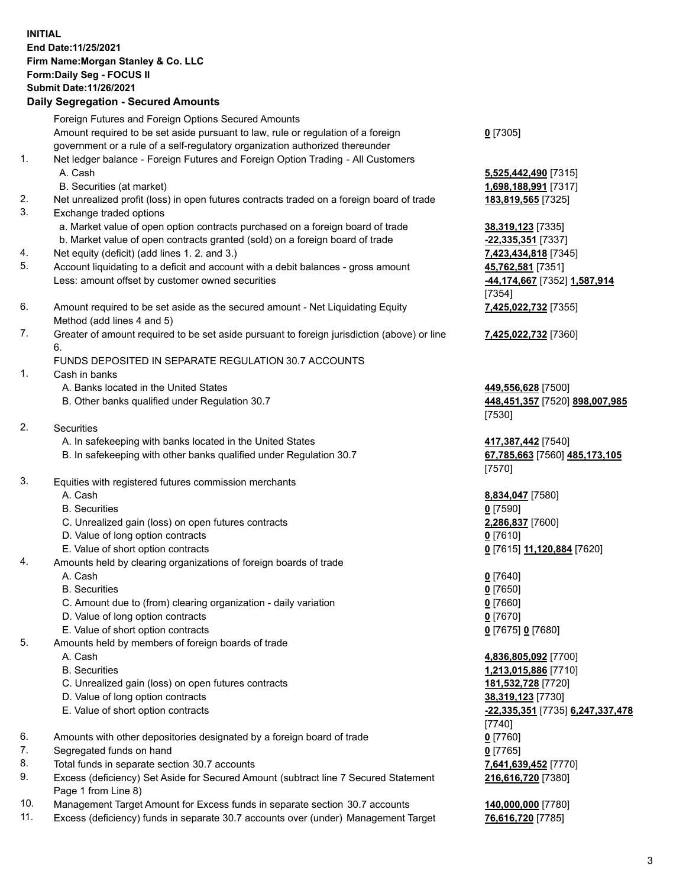**INITIAL**
**End Date:11/25/2021**
**Firm Name:Morgan Stanley & Co. LLC**
**Form:Daily Seg - FOCUS II**
**Submit Date:11/26/2021**

## Daily Segregation - Secured Amounts

| | | |
|---|---|---|
| | Foreign Futures and Foreign Options Secured Amounts | |
| | Amount required to be set aside pursuant to law, rule or regulation of a foreign government or a rule of a self-regulatory organization authorized thereunder | **0** [7305] |
| 1. | Net ledger balance - Foreign Futures and Foreign Option Trading - All Customers | |
| | A. Cash | **5,525,442,490** [7315] |
| | B. Securities (at market) | **1,698,188,991** [7317] |
| 2. | Net unrealized profit (loss) in open futures contracts traded on a foreign board of trade | **183,819,565** [7325] |
| 3. | Exchange traded options | |
| | a. Market value of open option contracts purchased on a foreign board of trade | **38,319,123** [7335] |
| | b. Market value of open contracts granted (sold) on a foreign board of trade | **-22,335,351** [7337] |
| 4. | Net equity (deficit) (add lines 1. 2. and 3.) | **7,423,434,818** [7345] |
| 5. | Account liquidating to a deficit and account with a debit balances - gross amount | **45,762,581** [7351] |
| | Less: amount offset by customer owned securities | **-44,174,667** [7352] **1,587,914** [7354] |
| 6. | Amount required to be set aside as the secured amount - Net Liquidating Equity Method (add lines 4 and 5) | **7,425,022,732** [7355] |
| 7. | Greater of amount required to be set aside pursuant to foreign jurisdiction (above) or line 6. | **7,425,022,732** [7360] |
| | FUNDS DEPOSITED IN SEPARATE REGULATION 30.7 ACCOUNTS | |
| 1. | Cash in banks | |
| | A. Banks located in the United States | **449,556,628** [7500] |
| | B. Other banks qualified under Regulation 30.7 | **448,451,357** [7520] **898,007,985** [7530] |
| 2. | Securities | |
| | A. In safekeeping with banks located in the United States | **417,387,442** [7540] |
| | B. In safekeeping with other banks qualified under Regulation 30.7 | **67,785,663** [7560] **485,173,105** [7570] |
| 3. | Equities with registered futures commission merchants | |
| | A. Cash | **8,834,047** [7580] |
| | B. Securities | **0** [7590] |
| | C. Unrealized gain (loss) on open futures contracts | **2,286,837** [7600] |
| | D. Value of long option contracts | **0** [7610] |
| | E. Value of short option contracts | **0** [7615] **11,120,884** [7620] |
| 4. | Amounts held by clearing organizations of foreign boards of trade | |
| | A. Cash | **0** [7640] |
| | B. Securities | **0** [7650] |
| | C. Amount due to (from) clearing organization - daily variation | **0** [7660] |
| | D. Value of long option contracts | **0** [7670] |
| | E. Value of short option contracts | **0** [7675] **0** [7680] |
| 5. | Amounts held by members of foreign boards of trade | |
| | A. Cash | **4,836,805,092** [7700] |
| | B. Securities | **1,213,015,886** [7710] |
| | C. Unrealized gain (loss) on open futures contracts | **181,532,728** [7720] |
| | D. Value of long option contracts | **38,319,123** [7730] |
| | E. Value of short option contracts | **-22,335,351** [7735] **6,247,337,478** [7740] |
| 6. | Amounts with other depositories designated by a foreign board of trade | **0** [7760] |
| 7. | Segregated funds on hand | **0** [7765] |
| 8. | Total funds in separate section 30.7 accounts | **7,641,639,452** [7770] |
| 9. | Excess (deficiency) Set Aside for Secured Amount (subtract line 7 Secured Statement Page 1 from Line 8) | **216,616,720** [7380] |
| 10. | Management Target Amount for Excess funds in separate section 30.7 accounts | **140,000,000** [7780] |
| 11. | Excess (deficiency) funds in separate 30.7 accounts over (under) Management Target | **76,616,720** [7785] |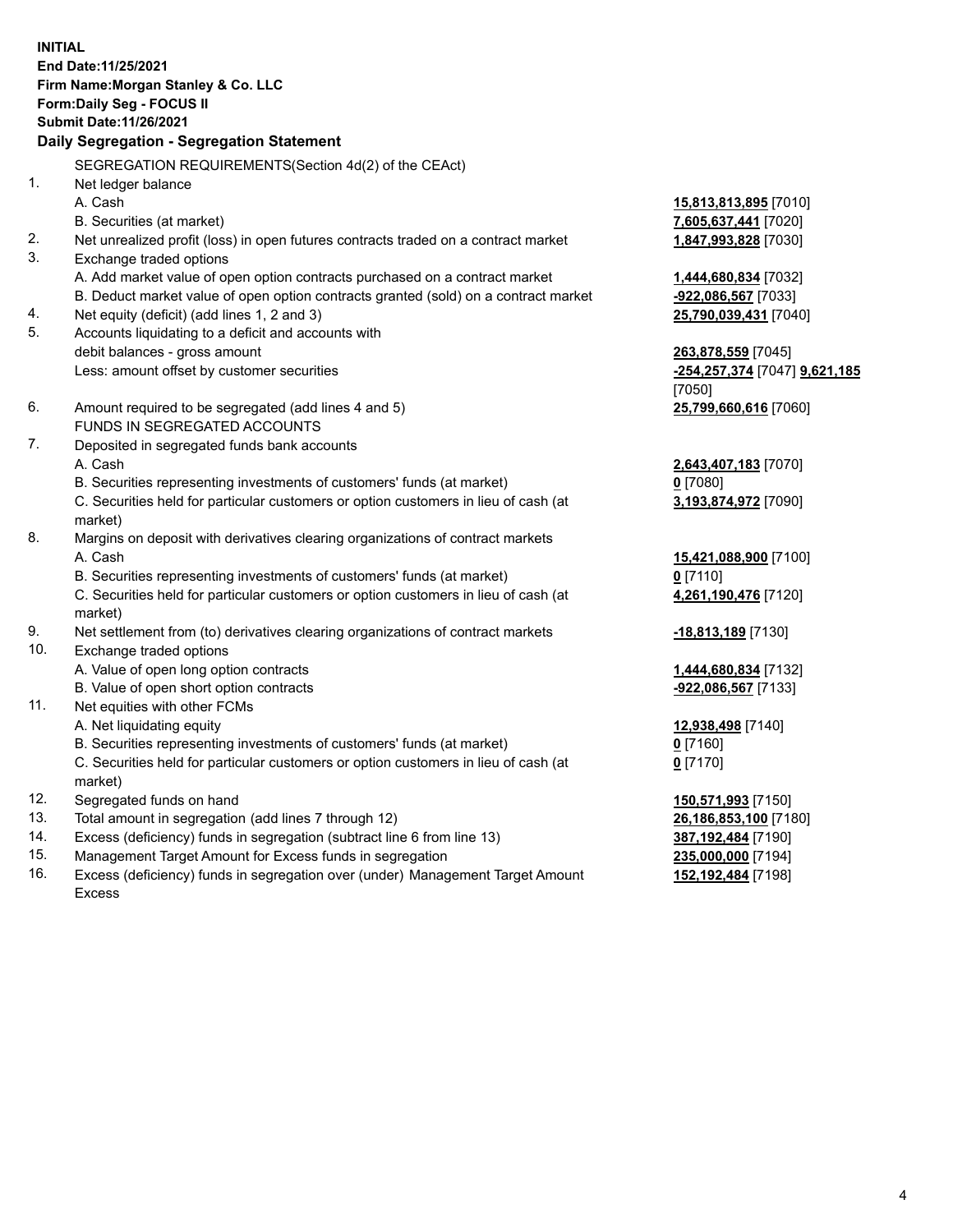**INITIAL**
**End Date:11/25/2021**
**Firm Name:Morgan Stanley & Co. LLC**
**Form:Daily Seg - FOCUS II**
**Submit Date:11/26/2021**

## Daily Segregation - Segregation Statement

| | SEGREGATION REQUIREMENTS(Section 4d(2) of the CEAct) | |
|---|---|---|
| 1. | Net ledger balance | |
| | A. Cash | **15,813,813,895** [7010] |
| | B. Securities (at market) | **7,605,637,441** [7020] |
| 2. | Net unrealized profit (loss) in open futures contracts traded on a contract market | **1,847,993,828** [7030] |
| 3. | Exchange traded options | |
| | A. Add market value of open option contracts purchased on a contract market | **1,444,680,834** [7032] |
| | B. Deduct market value of open option contracts granted (sold) on a contract market | **-922,086,567** [7033] |
| 4. | Net equity (deficit) (add lines 1, 2 and 3) | **25,790,039,431** [7040] |
| 5. | Accounts liquidating to a deficit and accounts with debit balances - gross amount | **263,878,559** [7045] |
| | Less: amount offset by customer securities | **-254,257,374** [7047] **9,621,185** [7050] |
| 6. | Amount required to be segregated (add lines 4 and 5) | **25,799,660,616** [7060] |
| | FUNDS IN SEGREGATED ACCOUNTS | |
| 7. | Deposited in segregated funds bank accounts | |
| | A. Cash | **2,643,407,183** [7070] |
| | B. Securities representing investments of customers' funds (at market) | **0** [7080] |
| | C. Securities held for particular customers or option customers in lieu of cash (at market) | **3,193,874,972** [7090] |
| 8. | Margins on deposit with derivatives clearing organizations of contract markets | |
| | A. Cash | **15,421,088,900** [7100] |
| | B. Securities representing investments of customers' funds (at market) | **0** [7110] |
| | C. Securities held for particular customers or option customers in lieu of cash (at market) | **4,261,190,476** [7120] |
| 9. | Net settlement from (to) derivatives clearing organizations of contract markets | **-18,813,189** [7130] |
| 10. | Exchange traded options | |
| | A. Value of open long option contracts | **1,444,680,834** [7132] |
| | B. Value of open short option contracts | **-922,086,567** [7133] |
| 11. | Net equities with other FCMs | |
| | A. Net liquidating equity | **12,938,498** [7140] |
| | B. Securities representing investments of customers' funds (at market) | **0** [7160] |
| | C. Securities held for particular customers or option customers in lieu of cash (at market) | **0** [7170] |
| 12. | Segregated funds on hand | **150,571,993** [7150] |
| 13. | Total amount in segregation (add lines 7 through 12) | **26,186,853,100** [7180] |
| 14. | Excess (deficiency) funds in segregation (subtract line 6 from line 13) | **387,192,484** [7190] |
| 15. | Management Target Amount for Excess funds in segregation | **235,000,000** [7194] |
| 16. | Excess (deficiency) funds in segregation over (under) Management Target Amount Excess | **152,192,484** [7198] |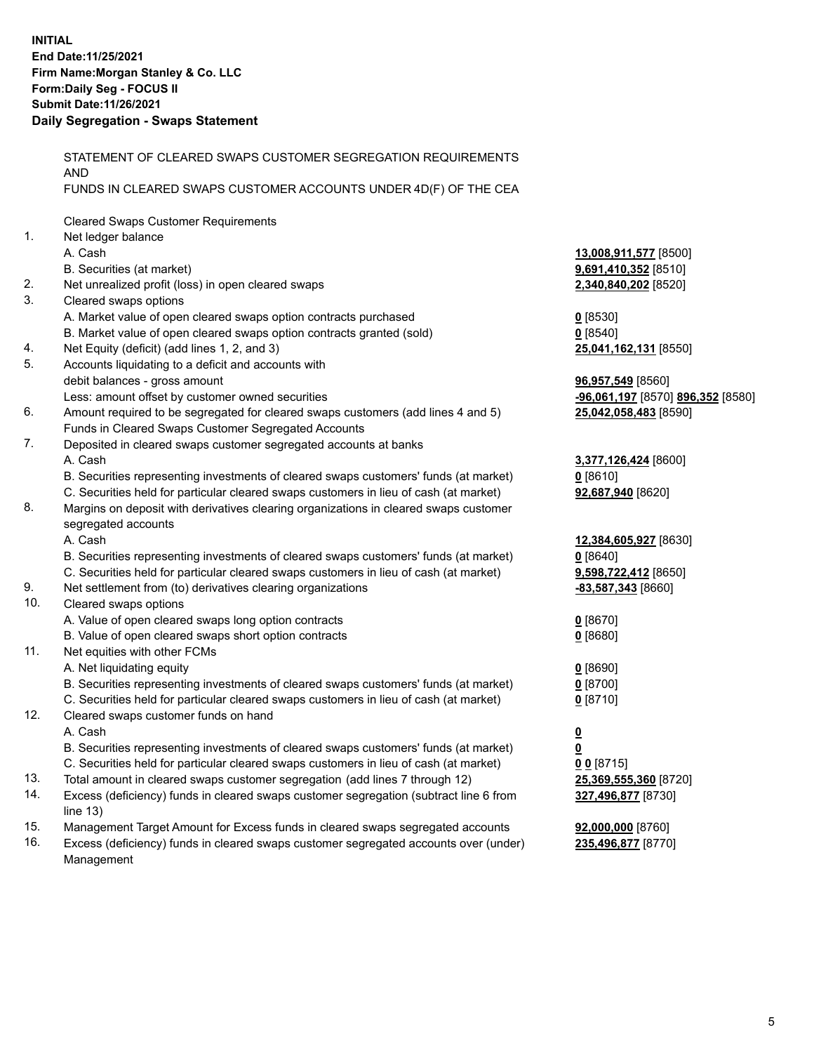**INITIAL**
**End Date:11/25/2021**
**Firm Name:Morgan Stanley & Co. LLC**
**Form:Daily Seg - FOCUS II**
**Submit Date:11/26/2021**
**Daily Segregation - Swaps Statement**

STATEMENT OF CLEARED SWAPS CUSTOMER SEGREGATION REQUIREMENTS AND FUNDS IN CLEARED SWAPS CUSTOMER ACCOUNTS UNDER 4D(F) OF THE CEA

| | | |
|---|---|---|
| | Cleared Swaps Customer Requirements | |
| 1. | Net ledger balance | |
| | A. Cash | **13,008,911,577** [8500] |
| | B. Securities (at market) | **9,691,410,352** [8510] |
| 2. | Net unrealized profit (loss) in open cleared swaps | **2,340,840,202** [8520] |
| 3. | Cleared swaps options | |
| | A. Market value of open cleared swaps option contracts purchased | **0** [8530] |
| | B. Market value of open cleared swaps option contracts granted (sold) | **0** [8540] |
| 4. | Net Equity (deficit) (add lines 1, 2, and 3) | **25,041,162,131** [8550] |
| 5. | Accounts liquidating to a deficit and accounts with debit balances - gross amount | **96,957,549** [8560] |
| | Less: amount offset by customer owned securities | **-96,061,197** [8570] **896,352** [8580] |
| 6. | Amount required to be segregated for cleared swaps customers (add lines 4 and 5) | **25,042,058,483** [8590] |
| | Funds in Cleared Swaps Customer Segregated Accounts | |
| 7. | Deposited in cleared swaps customer segregated accounts at banks | |
| | A. Cash | **3,377,126,424** [8600] |
| | B. Securities representing investments of cleared swaps customers' funds (at market) | **0** [8610] |
| | C. Securities held for particular cleared swaps customers in lieu of cash (at market) | **92,687,940** [8620] |
| 8. | Margins on deposit with derivatives clearing organizations in cleared swaps customer segregated accounts | |
| | A. Cash | **12,384,605,927** [8630] |
| | B. Securities representing investments of cleared swaps customers' funds (at market) | **0** [8640] |
| | C. Securities held for particular cleared swaps customers in lieu of cash (at market) | **9,598,722,412** [8650] |
| 9. | Net settlement from (to) derivatives clearing organizations | **-83,587,343** [8660] |
| 10. | Cleared swaps options | |
| | A. Value of open cleared swaps long option contracts | **0** [8670] |
| | B. Value of open cleared swaps short option contracts | **0** [8680] |
| 11. | Net equities with other FCMs | |
| | A. Net liquidating equity | **0** [8690] |
| | B. Securities representing investments of cleared swaps customers' funds (at market) | **0** [8700] |
| | C. Securities held for particular cleared swaps customers in lieu of cash (at market) | **0** [8710] |
| 12. | Cleared swaps customer funds on hand | |
| | A. Cash | **0** |
| | B. Securities representing investments of cleared swaps customers' funds (at market) | **0** |
| | C. Securities held for particular cleared swaps customers in lieu of cash (at market) | **0** **0** [8715] |
| 13. | Total amount in cleared swaps customer segregation (add lines 7 through 12) | **25,369,555,360** [8720] |
| 14. | Excess (deficiency) funds in cleared swaps customer segregation (subtract line 6 from line 13) | **327,496,877** [8730] |
| 15. | Management Target Amount for Excess funds in cleared swaps segregated accounts | **92,000,000** [8760] |
| 16. | Excess (deficiency) funds in cleared swaps customer segregated accounts over (under) Management | **235,496,877** [8770] |